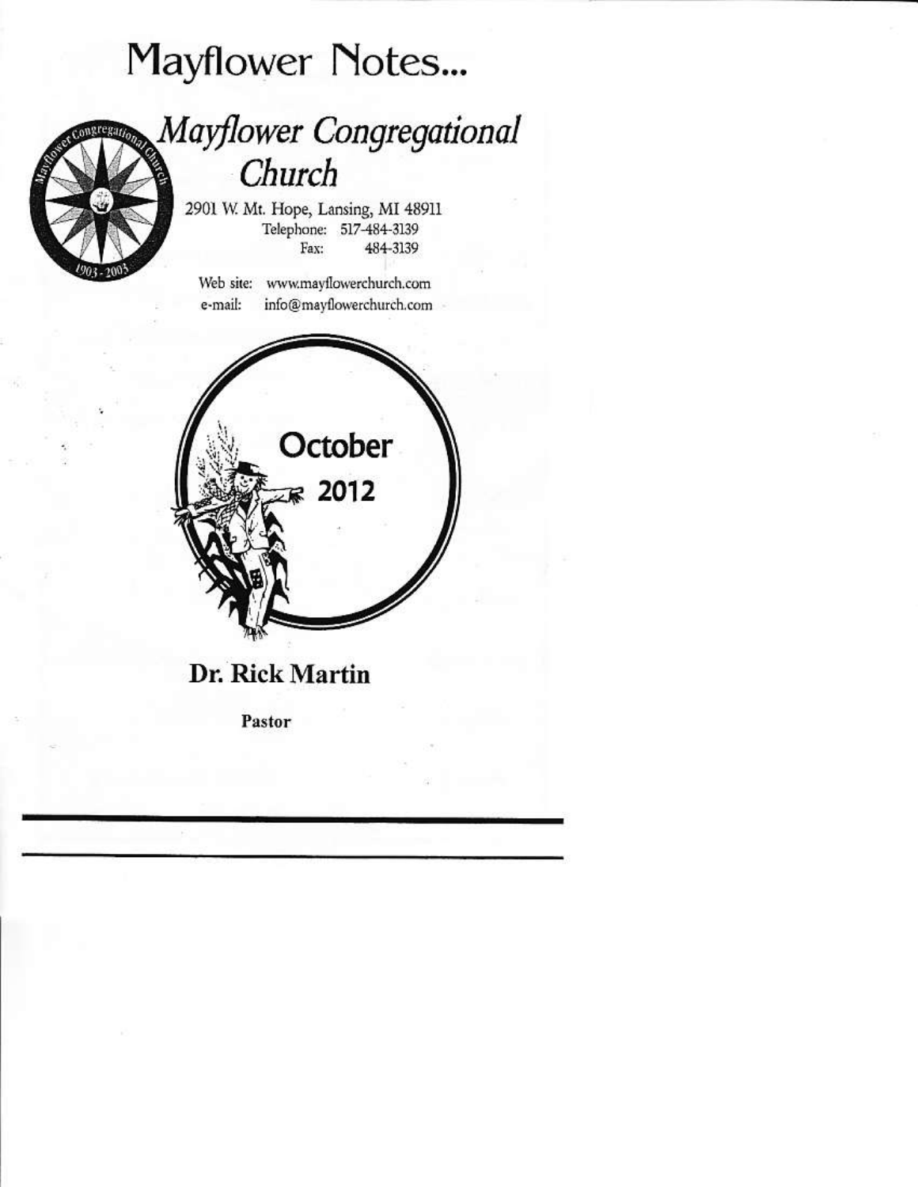# Mayflower Notes...

## *Mayflower Congregational Church*

2901 W. Mt. Hope, Lansing, MI 48911
Telephone: 517-484-3139
Fax: 484-3139

Web site: www.mayflowerchurch.com
e-mail: info@mayflowerchurch.com

October 2012

**Dr. Rick Martin**

**Pastor**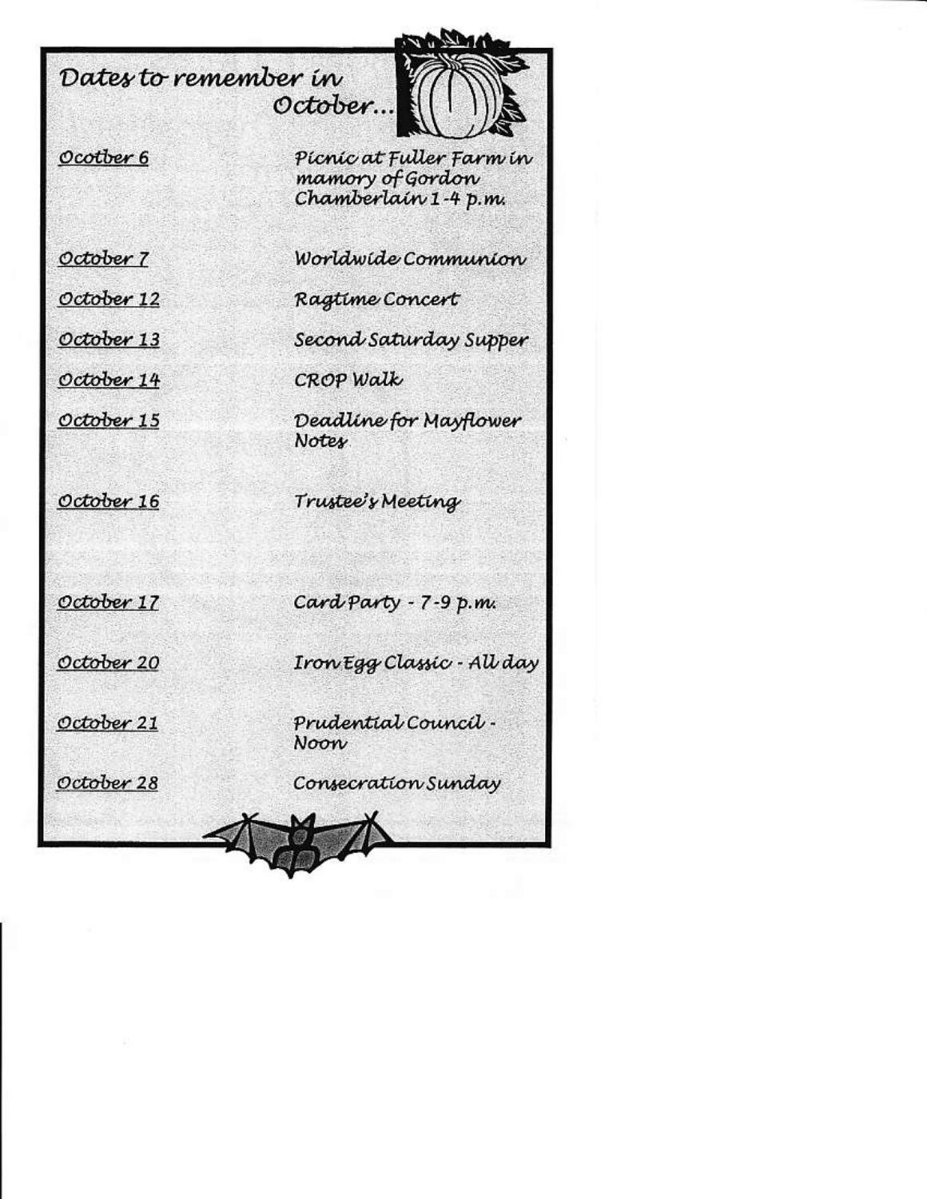## Dates to remember in October...

| | |
|---|---|
| Ocotber 6 | Picnic at Fuller Farm in mamory of Gordon Chamberlain 1-4 p.m. |
| October 7 | Worldwide Communion |
| October 12 | Ragtime Concert |
| October 13 | Second Saturday Supper |
| October 14 | CROP Walk |
| October 15 | Deadline for Mayflower Notes |
| October 16 | Trustee's Meeting |
| October 17 | Card Party - 7-9 p.m. |
| October 20 | Iron Egg Classic - All day |
| October 21 | Prudential Council - Noon |
| October 28 | Consecration Sunday |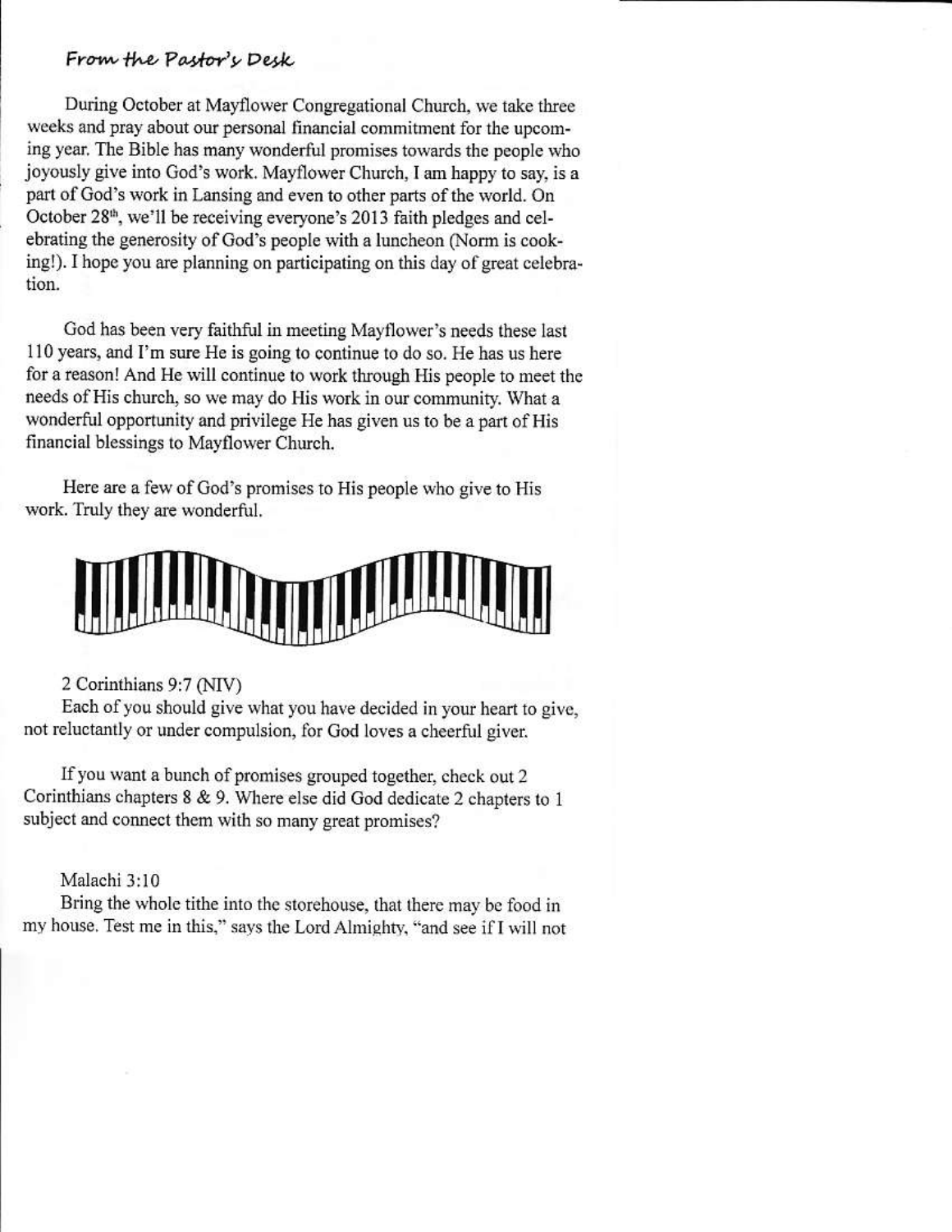## From the Pastor's Desk

During October at Mayflower Congregational Church, we take three weeks and pray about our personal financial commitment for the upcoming year. The Bible has many wonderful promises towards the people who joyously give into God's work. Mayflower Church, I am happy to say, is a part of God's work in Lansing and even to other parts of the world. On October 28th, we'll be receiving everyone's 2013 faith pledges and celebrating the generosity of God's people with a luncheon (Norm is cooking!). I hope you are planning on participating on this day of great celebration.

God has been very faithful in meeting Mayflower's needs these last 110 years, and I'm sure He is going to continue to do so. He has us here for a reason! And He will continue to work through His people to meet the needs of His church, so we may do His work in our community. What a wonderful opportunity and privilege He has given us to be a part of His financial blessings to Mayflower Church.

Here are a few of God's promises to His people who give to His work. Truly they are wonderful.

2 Corinthians 9:7 (NIV)
Each of you should give what you have decided in your heart to give, not reluctantly or under compulsion, for God loves a cheerful giver.

If you want a bunch of promises grouped together, check out 2 Corinthians chapters 8 & 9. Where else did God dedicate 2 chapters to 1 subject and connect them with so many great promises?

Malachi 3:10
Bring the whole tithe into the storehouse, that there may be food in my house. Test me in this," says the Lord Almighty, "and see if I will not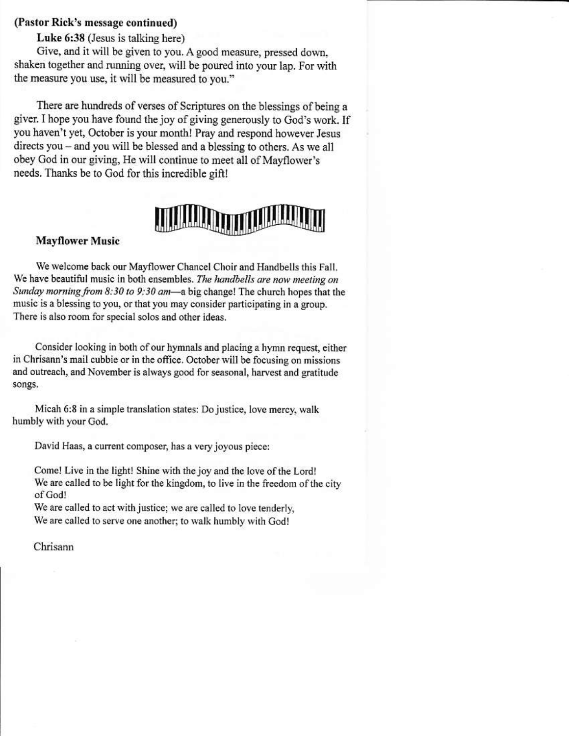**(Pastor Rick's message continued)**

**Luke 6:38** (Jesus is talking here)

Give, and it will be given to you. A good measure, pressed down, shaken together and running over, will be poured into your lap. For with the measure you use, it will be measured to you."

There are hundreds of verses of Scriptures on the blessings of being a giver. I hope you have found the joy of giving generously to God's work. If you haven't yet, October is your month! Pray and respond however Jesus directs you – and you will be blessed and a blessing to others. As we all obey God in our giving, He will continue to meet all of Mayflower's needs. Thanks be to God for this incredible gift!

## Mayflower Music

We welcome back our Mayflower Chancel Choir and Handbells this Fall. We have beautiful music in both ensembles. *The handbells are now meeting on Sunday morning from 8:30 to 9:30 am*—a big change! The church hopes that the music is a blessing to you, or that you may consider participating in a group. There is also room for special solos and other ideas.

Consider looking in both of our hymnals and placing a hymn request, either in Chrisann's mail cubbie or in the office. October will be focusing on missions and outreach, and November is always good for seasonal, harvest and gratitude songs.

Micah 6:8 in a simple translation states: Do justice, love mercy, walk humbly with your God.

David Haas, a current composer, has a very joyous piece:

Come! Live in the light! Shine with the joy and the love of the Lord!
We are called to be light for the kingdom, to live in the freedom of the city of God!
We are called to act with justice; we are called to love tenderly,
We are called to serve one another; to walk humbly with God!

Chrisann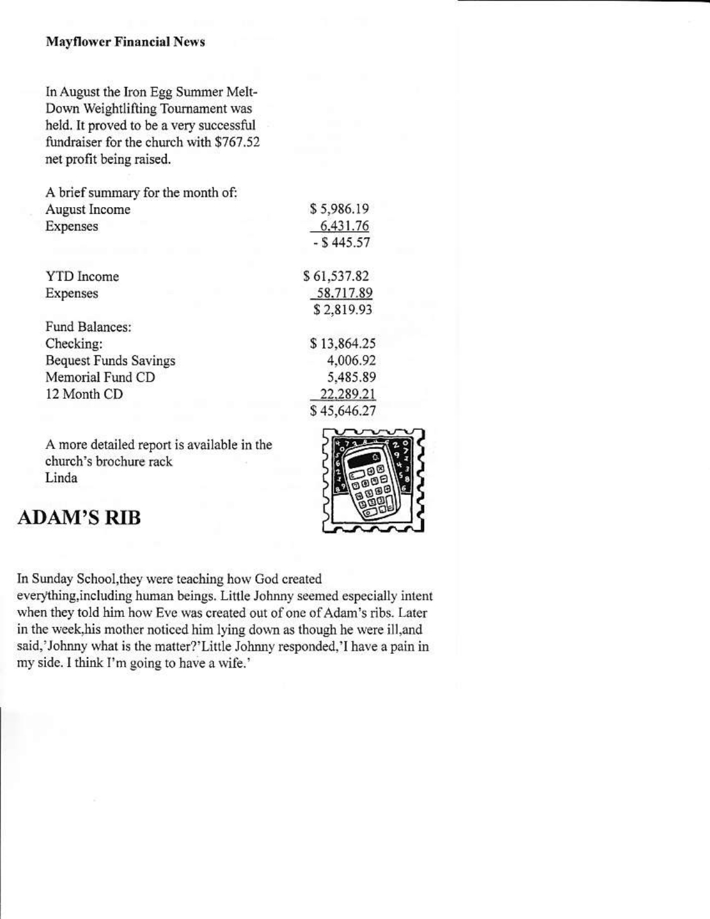**Mayflower Financial News**

In August the Iron Egg Summer Melt-Down Weightlifting Tournament was held. It proved to be a very successful fundraiser for the church with $767.52 net profit being raised.

| A brief summary for the month of: | |
|---|---|
| August Income | $ 5,986.19 |
| Expenses | 6,431.76 |
| | - $ 445.57 |
| | |
| YTD Income | $ 61,537.82 |
| Expenses | 58,717.89 |
| | $ 2,819.93 |
| Fund Balances: | |
| Checking: | $ 13,864.25 |
| Bequest Funds Savings | 4,006.92 |
| Memorial Fund CD | 5,485.89 |
| 12 Month CD | 22,289.21 |
| | $ 45,646.27 |

A more detailed report is available in the church's brochure rack
Linda

## ADAM'S RIB

In Sunday School,they were teaching how God created everything,including human beings. Little Johnny seemed especially intent when they told him how Eve was created out of one of Adam's ribs. Later in the week,his mother noticed him lying down as though he were ill,and said,'Johnny what is the matter?'Little Johnny responded,'I have a pain in my side. I think I'm going to have a wife.'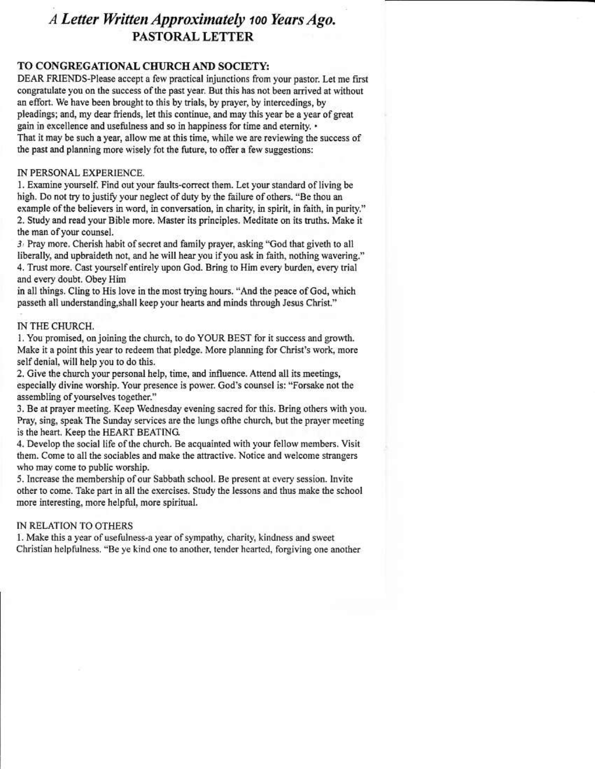# *A Letter Written Approximately 100 Years Ago.*

## PASTORAL LETTER

### TO CONGREGATIONAL CHURCH AND SOCIETY:

DEAR FRIENDS-Please accept a few practical injunctions from your pastor. Let me first congratulate you on the success of the past year. But this has not been arrived at without an effort. We have been brought to this by trials, by prayer, by intercedings, by pleadings; and, my dear friends, let this continue, and may this year be a year of great gain in excellence and usefulness and so in happiness for time and eternity. •

That it may be such a year, allow me at this time, while we are reviewing the success of the past and planning more wisely fot the future, to offer a few suggestions:

IN PERSONAL EXPERIENCE.

1. Examine yourself. Find out your faults-correct them. Let your standard of living be high. Do not try to justify your neglect of duty by the failure of others. "Be thou an example of the believers in word, in conversation, in charity, in spirit, in faith, in purity."
2. Study and read your Bible more. Master its principles. Meditate on its truths. Make it the man of your counsel.
3. Pray more. Cherish habit of secret and family prayer, asking "God that giveth to all liberally, and upbraideth not, and he will hear you if you ask in faith, nothing wavering."
4. Trust more. Cast yourself entirely upon God. Bring to Him every burden, every trial and every doubt. Obey Him in all things. Cling to His love in the most trying hours. "And the peace of God, which passeth all understanding,shall keep your hearts and minds through Jesus Christ."

IN THE CHURCH.

1. You promised, on joining the church, to do YOUR BEST for it success and growth. Make it a point this year to redeem that pledge. More planning for Christ's work, more self denial, will help you to do this.
2. Give the church your personal help, time, and influence. Attend all its meetings, especially divine worship. Your presence is power. God's counsel is: "Forsake not the assembling of yourselves together."
3. Be at prayer meeting. Keep Wednesday evening sacred for this. Bring others with you. Pray, sing, speak The Sunday services are the lungs ofthe church, but the prayer meeting is the heart. Keep the HEART BEATING.
4. Develop the social life of the church. Be acquainted with your fellow members. Visit them. Come to all the sociables and make the attractive. Notice and welcome strangers who may come to public worship.
5. Increase the membership of our Sabbath school. Be present at every session. Invite other to come. Take part in all the exercises. Study the lessons and thus make the school more interesting, more helpful, more spiritual.

IN RELATION TO OTHERS

1. Make this a year of usefulness-a year of sympathy, charity, kindness and sweet Christian helpfulness. "Be ye kind one to another, tender hearted, forgiving one another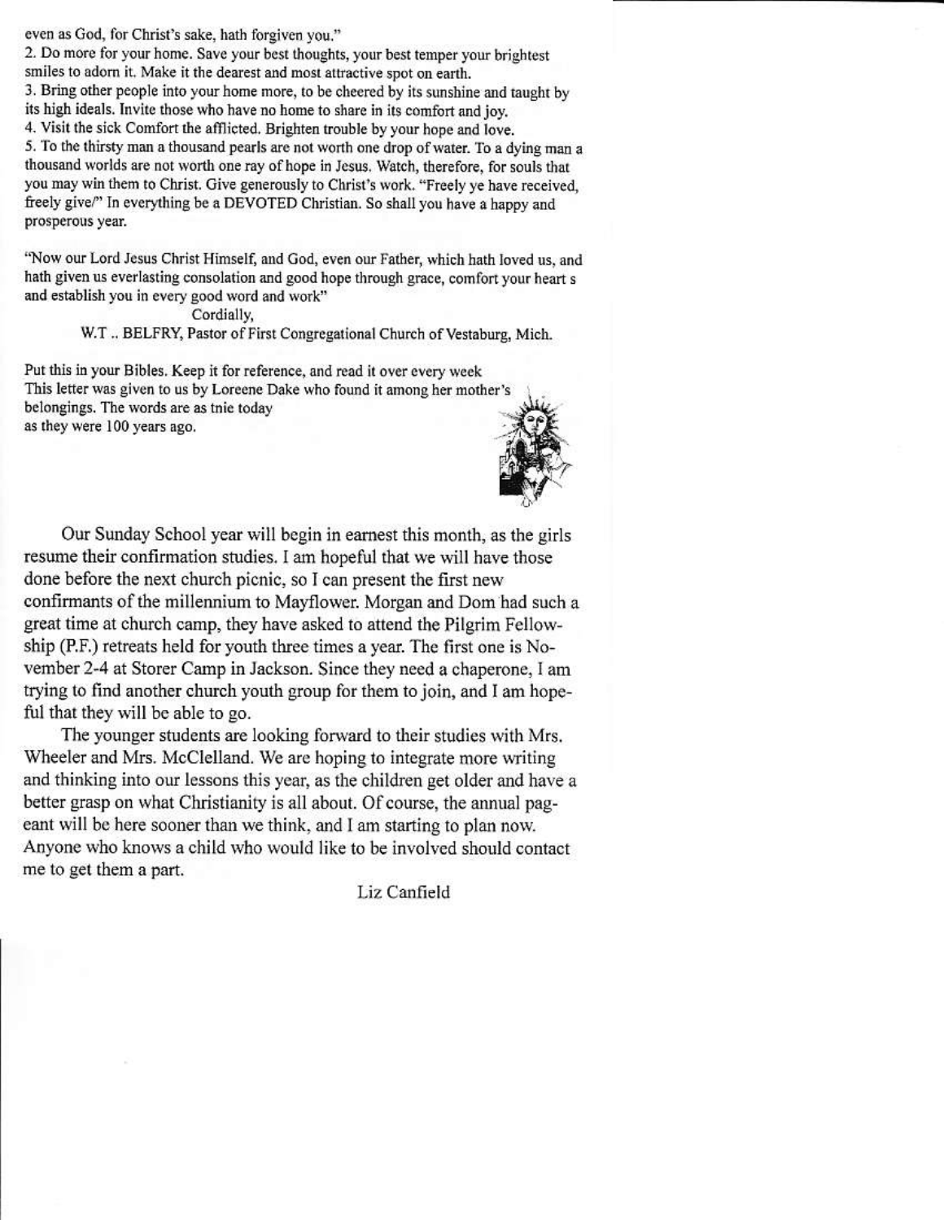even as God, for Christ's sake, hath forgiven you."

2. Do more for your home. Save your best thoughts, your best temper your brightest smiles to adorn it. Make it the dearest and most attractive spot on earth.

3. Bring other people into your home more, to be cheered by its sunshine and taught by its high ideals. Invite those who have no home to share in its comfort and joy.

4. Visit the sick Comfort the afflicted. Brighten trouble by your hope and love.

5. To the thirsty man a thousand pearls are not worth one drop of water. To a dying man a thousand worlds are not worth one ray of hope in Jesus. Watch, therefore, for souls that you may win them to Christ. Give generously to Christ's work. "Freely ye have received, freely give/" In everything be a DEVOTED Christian. So shall you have a happy and prosperous year.

"Now our Lord Jesus Christ Himself, and God, even our Father, which hath loved us, and hath given us everlasting consolation and good hope through grace, comfort your heart s and establish you in every good word and work"

Cordially,

W.T .. BELFRY, Pastor of First Congregational Church of Vestaburg, Mich.

Put this in your Bibles. Keep it for reference, and read it over every week
This letter was given to us by Loreene Dake who found it among her mother's belongings. The words are as tnie today as they were 100 years ago.

Our Sunday School year will begin in earnest this month, as the girls resume their confirmation studies. I am hopeful that we will have those done before the next church picnic, so I can present the first new confirmants of the millennium to Mayflower. Morgan and Dom had such a great time at church camp, they have asked to attend the Pilgrim Fellowship (P.F.) retreats held for youth three times a year. The first one is November 2-4 at Storer Camp in Jackson. Since they need a chaperone, I am trying to find another church youth group for them to join, and I am hopeful that they will be able to go.

The younger students are looking forward to their studies with Mrs. Wheeler and Mrs. McClelland. We are hoping to integrate more writing and thinking into our lessons this year, as the children get older and have a better grasp on what Christianity is all about. Of course, the annual pageant will be here sooner than we think, and I am starting to plan now. Anyone who knows a child who would like to be involved should contact me to get them a part.

Liz Canfield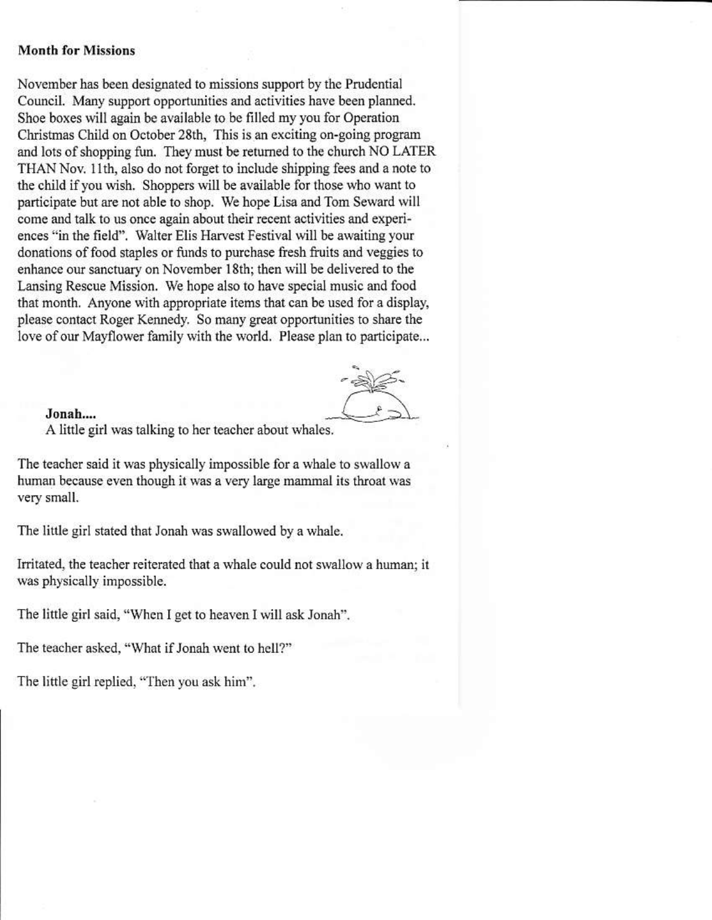## Month for Missions

November has been designated to missions support by the Prudential Council. Many support opportunities and activities have been planned. Shoe boxes will again be available to be filled my you for Operation Christmas Child on October 28th, This is an exciting on-going program and lots of shopping fun. They must be returned to the church NO LATER THAN Nov. 11th, also do not forget to include shipping fees and a note to the child if you wish. Shoppers will be available for those who want to participate but are not able to shop. We hope Lisa and Tom Seward will come and talk to us once again about their recent activities and experiences "in the field". Walter Elis Harvest Festival will be awaiting your donations of food staples or funds to purchase fresh fruits and veggies to enhance our sanctuary on November 18th; then will be delivered to the Lansing Rescue Mission. We hope also to have special music and food that month. Anyone with appropriate items that can be used for a display, please contact Roger Kennedy. So many great opportunities to share the love of our Mayflower family with the world. Please plan to participate...

## Jonah....

A little girl was talking to her teacher about whales.

The teacher said it was physically impossible for a whale to swallow a human because even though it was a very large mammal its throat was very small.

The little girl stated that Jonah was swallowed by a whale.

Irritated, the teacher reiterated that a whale could not swallow a human; it was physically impossible.

The little girl said, "When I get to heaven I will ask Jonah".

The teacher asked, "What if Jonah went to hell?"

The little girl replied, "Then you ask him".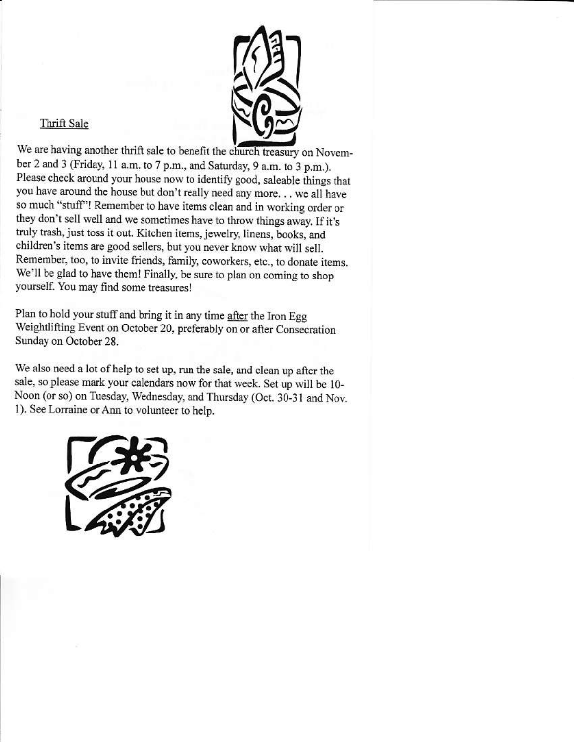<u>Thrift Sale</u>

We are having another thrift sale to benefit the church treasury on November 2 and 3 (Friday, 11 a.m. to 7 p.m., and Saturday, 9 a.m. to 3 p.m.). Please check around your house now to identify good, saleable things that you have around the house but don't really need any more. . . we all have so much "stuff"! Remember to have items clean and in working order or they don't sell well and we sometimes have to throw things away. If it's truly trash, just toss it out. Kitchen items, jewelry, linens, books, and children's items are good sellers, but you never know what will sell. Remember, too, to invite friends, family, coworkers, etc., to donate items. We'll be glad to have them! Finally, be sure to plan on coming to shop yourself. You may find some treasures!

Plan to hold your stuff and bring it in any time <u>after</u> the Iron Egg Weightlifting Event on October 20, preferably on or after Consecration Sunday on October 28.

We also need a lot of help to set up, run the sale, and clean up after the sale, so please mark your calendars now for that week. Set up will be 10-Noon (or so) on Tuesday, Wednesday, and Thursday (Oct. 30-31 and Nov. 1). See Lorraine or Ann to volunteer to help.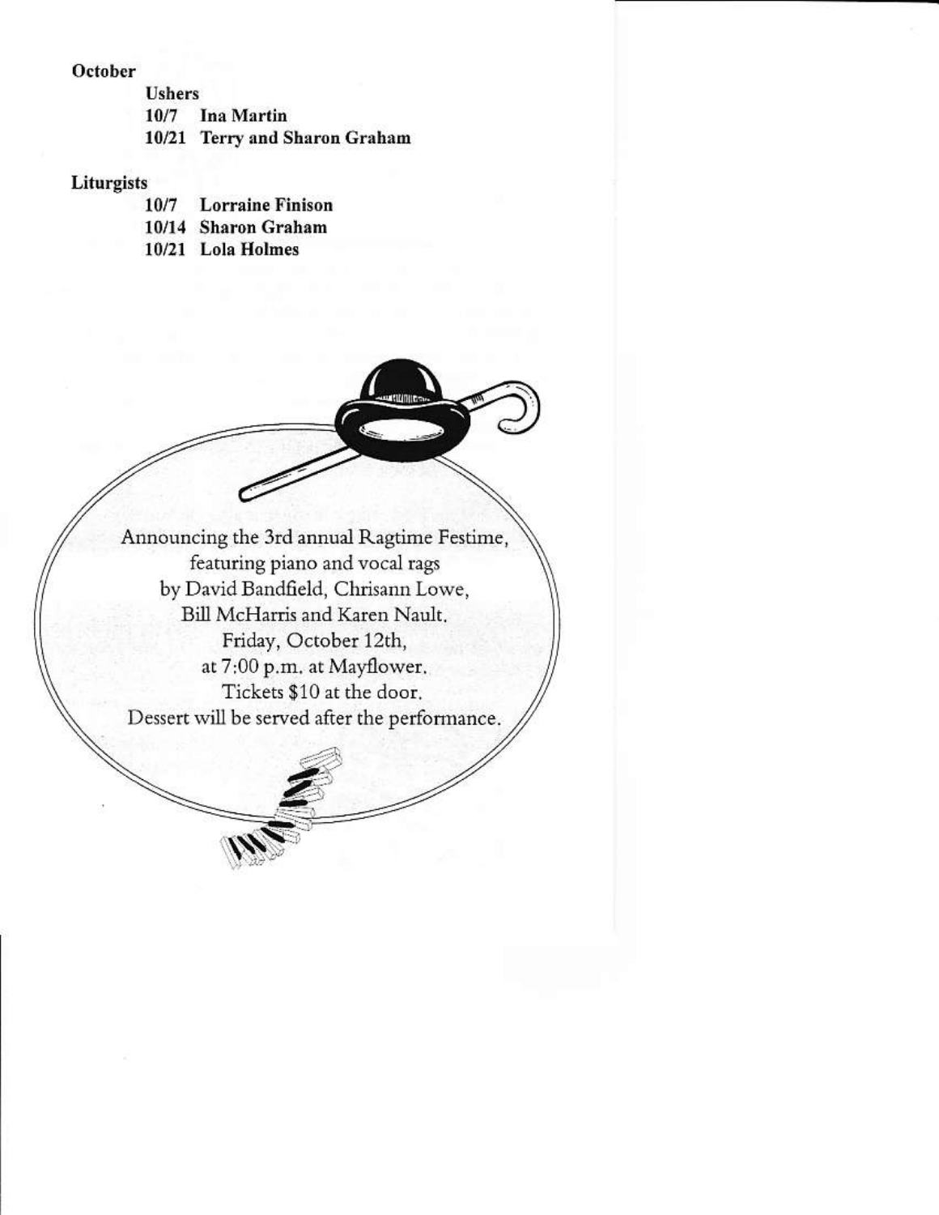**October**

**Ushers**

**10/7 Ina Martin**

**10/21 Terry and Sharon Graham**

**Liturgists**

**10/7 Lorraine Finison**

**10/14 Sharon Graham**

**10/21 Lola Holmes**

Announcing the 3rd annual Ragtime Festime,
featuring piano and vocal rags
by David Bandfield, Chrisann Lowe,
Bill McHarris and Karen Nault.
Friday, October 12th,
at 7:00 p.m. at Mayflower.
Tickets $10 at the door.
Dessert will be served after the performance.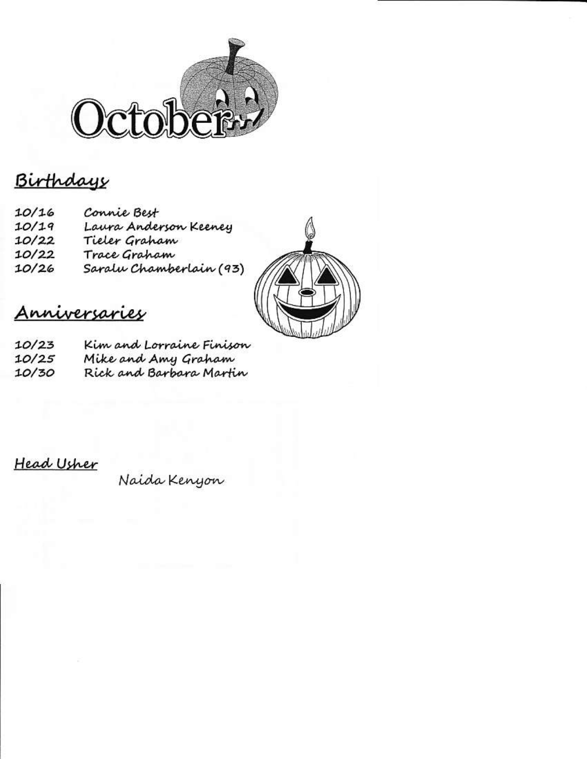# October

## Birthdays

10/16 Connie Best
10/19 Laura Anderson Keeney
10/22 Tieler Graham
10/22 Trace Graham
10/26 Saralu Chamberlain (93)

## Anniversaries

10/23 Kim and Lorraine Finison
10/25 Mike and Amy Graham
10/30 Rick and Barbara Martin

## Head Usher

Naida Kenyon